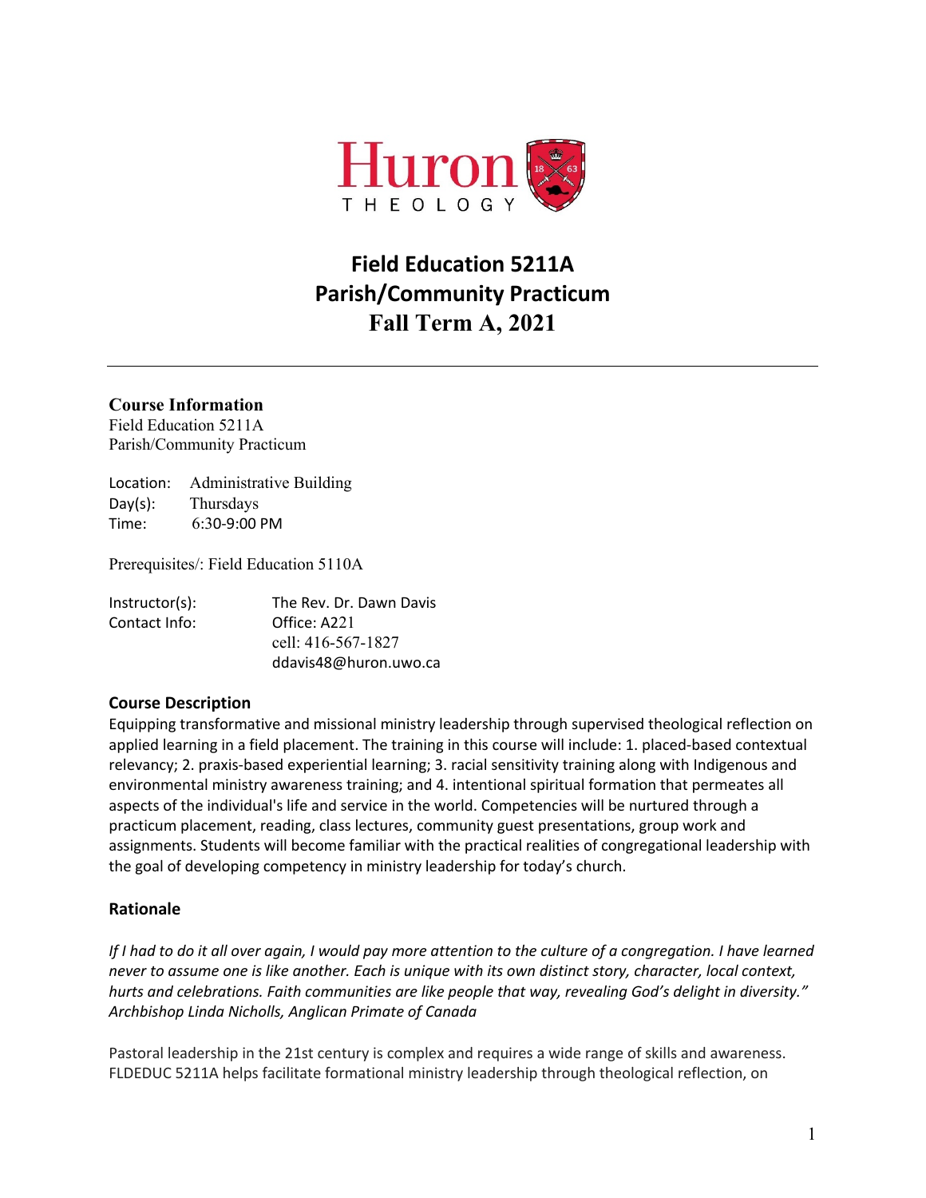# Field Education 5211A
# Parish/Community Practicum
# Fall Term A, 2021

---

### Course Information

Field Education 5211A
Parish/Community Practicum

Location: Administrative Building
Day(s): Thursdays
Time: 6:30-9:00 PM

Prerequisites/: Field Education 5110A

Instructor(s): The Rev. Dr. Dawn Davis
Contact Info: Office: A221
cell: 416-567-1827
ddavis48@huron.uwo.ca

### Course Description

Equipping transformative and missional ministry leadership through supervised theological reflection on applied learning in a field placement. The training in this course will include: 1. placed-based contextual relevancy; 2. praxis-based experiential learning; 3. racial sensitivity training along with Indigenous and environmental ministry awareness training; and 4. intentional spiritual formation that permeates all aspects of the individual's life and service in the world. Competencies will be nurtured through a practicum placement, reading, class lectures, community guest presentations, group work and assignments. Students will become familiar with the practical realities of congregational leadership with the goal of developing competency in ministry leadership for today's church.

### Rationale

*If I had to do it all over again, I would pay more attention to the culture of a congregation. I have learned never to assume one is like another. Each is unique with its own distinct story, character, local context, hurts and celebrations. Faith communities are like people that way, revealing God's delight in diversity." Archbishop Linda Nicholls, Anglican Primate of Canada*

Pastoral leadership in the 21st century is complex and requires a wide range of skills and awareness. FLDEDUC 5211A helps facilitate formational ministry leadership through theological reflection, on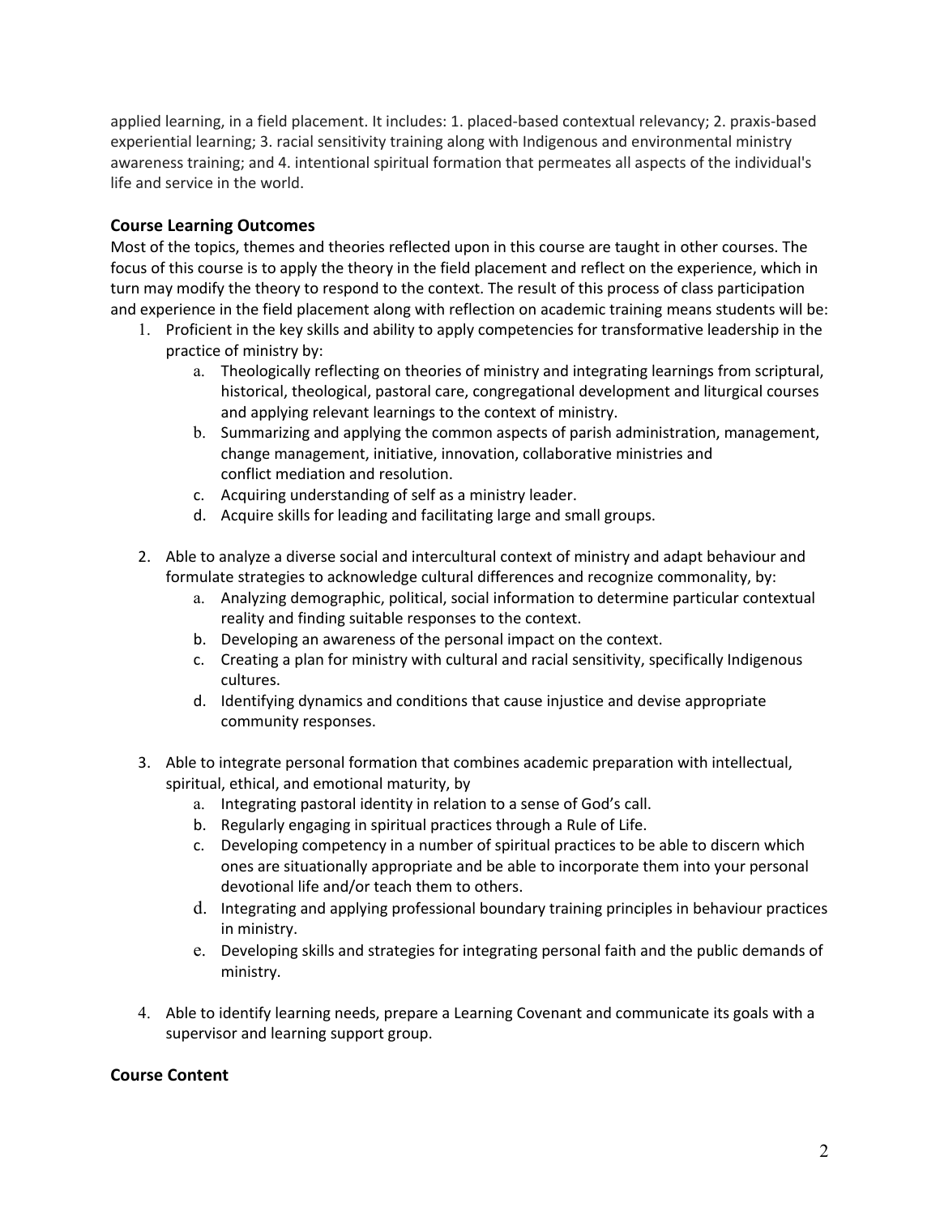applied learning, in a field placement. It includes: 1. placed-based contextual relevancy; 2. praxis-based experiential learning; 3. racial sensitivity training along with Indigenous and environmental ministry awareness training; and 4. intentional spiritual formation that permeates all aspects of the individual's life and service in the world.

### Course Learning Outcomes

Most of the topics, themes and theories reflected upon in this course are taught in other courses. The focus of this course is to apply the theory in the field placement and reflect on the experience, which in turn may modify the theory to respond to the context. The result of this process of class participation and experience in the field placement along with reflection on academic training means students will be:

1. Proficient in the key skills and ability to apply competencies for transformative leadership in the practice of ministry by:
    a. Theologically reflecting on theories of ministry and integrating learnings from scriptural, historical, theological, pastoral care, congregational development and liturgical courses and applying relevant learnings to the context of ministry.
    b. Summarizing and applying the common aspects of parish administration, management, change management, initiative, innovation, collaborative ministries and conflict mediation and resolution.
    c. Acquiring understanding of self as a ministry leader.
    d. Acquire skills for leading and facilitating large and small groups.

2. Able to analyze a diverse social and intercultural context of ministry and adapt behaviour and formulate strategies to acknowledge cultural differences and recognize commonality, by:
    a. Analyzing demographic, political, social information to determine particular contextual reality and finding suitable responses to the context.
    b. Developing an awareness of the personal impact on the context.
    c. Creating a plan for ministry with cultural and racial sensitivity, specifically Indigenous cultures.
    d. Identifying dynamics and conditions that cause injustice and devise appropriate community responses.

3. Able to integrate personal formation that combines academic preparation with intellectual, spiritual, ethical, and emotional maturity, by
    a. Integrating pastoral identity in relation to a sense of God's call.
    b. Regularly engaging in spiritual practices through a Rule of Life.
    c. Developing competency in a number of spiritual practices to be able to discern which ones are situationally appropriate and be able to incorporate them into your personal devotional life and/or teach them to others.
    d. Integrating and applying professional boundary training principles in behaviour practices in ministry.
    e. Developing skills and strategies for integrating personal faith and the public demands of ministry.

4. Able to identify learning needs, prepare a Learning Covenant and communicate its goals with a supervisor and learning support group.

### Course Content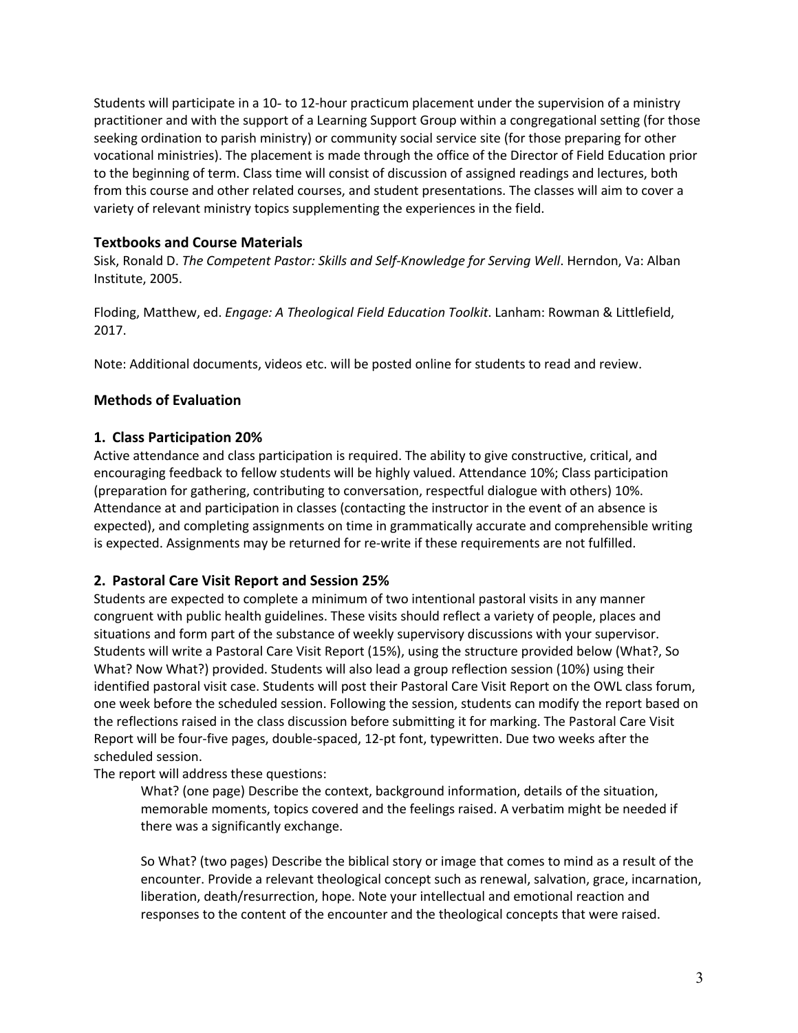Students will participate in a 10- to 12-hour practicum placement under the supervision of a ministry practitioner and with the support of a Learning Support Group within a congregational setting (for those seeking ordination to parish ministry) or community social service site (for those preparing for other vocational ministries). The placement is made through the office of the Director of Field Education prior to the beginning of term. Class time will consist of discussion of assigned readings and lectures, both from this course and other related courses, and student presentations. The classes will aim to cover a variety of relevant ministry topics supplementing the experiences in the field.

### Textbooks and Course Materials

Sisk, Ronald D. *The Competent Pastor: Skills and Self-Knowledge for Serving Well*. Herndon, Va: Alban Institute, 2005.

Floding, Matthew, ed. *Engage: A Theological Field Education Toolkit*. Lanham: Rowman & Littlefield, 2017.

Note: Additional documents, videos etc. will be posted online for students to read and review.

### Methods of Evaluation

### 1. Class Participation 20%

Active attendance and class participation is required. The ability to give constructive, critical, and encouraging feedback to fellow students will be highly valued. Attendance 10%; Class participation (preparation for gathering, contributing to conversation, respectful dialogue with others) 10%. Attendance at and participation in classes (contacting the instructor in the event of an absence is expected), and completing assignments on time in grammatically accurate and comprehensible writing is expected. Assignments may be returned for re-write if these requirements are not fulfilled.

### 2. Pastoral Care Visit Report and Session 25%

Students are expected to complete a minimum of two intentional pastoral visits in any manner congruent with public health guidelines. These visits should reflect a variety of people, places and situations and form part of the substance of weekly supervisory discussions with your supervisor. Students will write a Pastoral Care Visit Report (15%), using the structure provided below (What?, So What? Now What?) provided. Students will also lead a group reflection session (10%) using their identified pastoral visit case. Students will post their Pastoral Care Visit Report on the OWL class forum, one week before the scheduled session. Following the session, students can modify the report based on the reflections raised in the class discussion before submitting it for marking. The Pastoral Care Visit Report will be four-five pages, double-spaced, 12-pt font, typewritten. Due two weeks after the scheduled session.

The report will address these questions:

> What? (one page) Describe the context, background information, details of the situation, memorable moments, topics covered and the feelings raised. A verbatim might be needed if there was a significantly exchange.
>
> So What? (two pages) Describe the biblical story or image that comes to mind as a result of the encounter. Provide a relevant theological concept such as renewal, salvation, grace, incarnation, liberation, death/resurrection, hope. Note your intellectual and emotional reaction and responses to the content of the encounter and the theological concepts that were raised.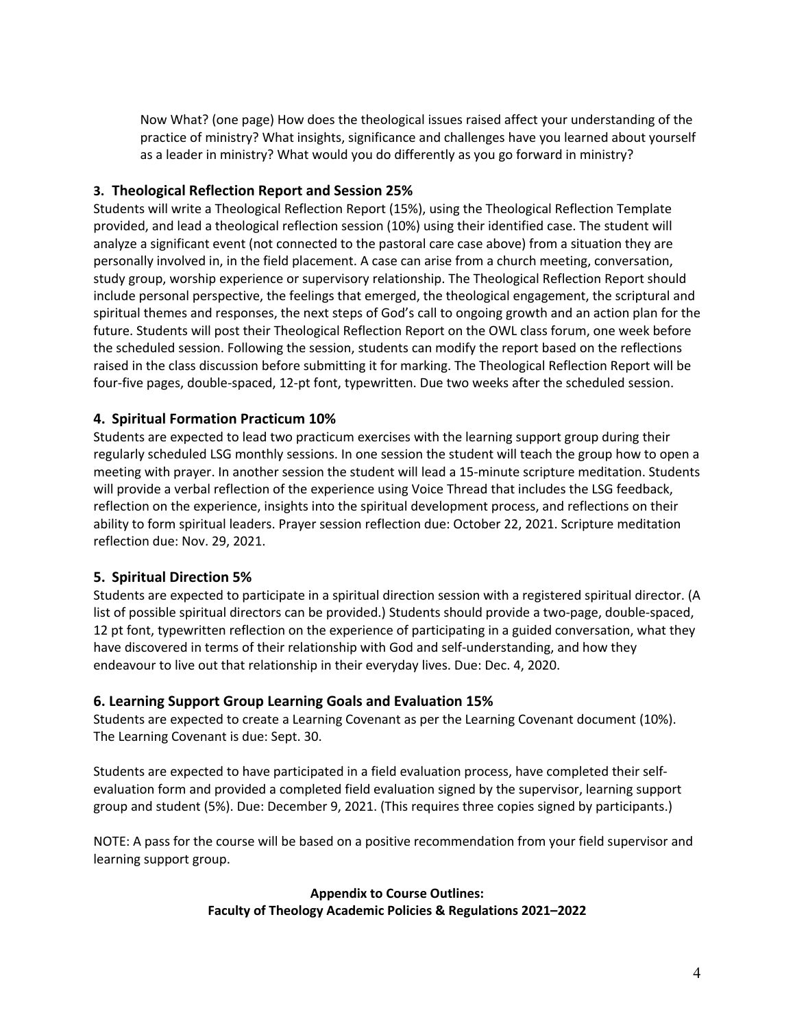Now What? (one page) How does the theological issues raised affect your understanding of the practice of ministry? What insights, significance and challenges have you learned about yourself as a leader in ministry? What would you do differently as you go forward in ministry?

### 3. Theological Reflection Report and Session 25%

Students will write a Theological Reflection Report (15%), using the Theological Reflection Template provided, and lead a theological reflection session (10%) using their identified case. The student will analyze a significant event (not connected to the pastoral care case above) from a situation they are personally involved in, in the field placement. A case can arise from a church meeting, conversation, study group, worship experience or supervisory relationship. The Theological Reflection Report should include personal perspective, the feelings that emerged, the theological engagement, the scriptural and spiritual themes and responses, the next steps of God's call to ongoing growth and an action plan for the future. Students will post their Theological Reflection Report on the OWL class forum, one week before the scheduled session. Following the session, students can modify the report based on the reflections raised in the class discussion before submitting it for marking. The Theological Reflection Report will be four-five pages, double-spaced, 12-pt font, typewritten. Due two weeks after the scheduled session.

### 4. Spiritual Formation Practicum 10%

Students are expected to lead two practicum exercises with the learning support group during their regularly scheduled LSG monthly sessions. In one session the student will teach the group how to open a meeting with prayer. In another session the student will lead a 15-minute scripture meditation. Students will provide a verbal reflection of the experience using Voice Thread that includes the LSG feedback, reflection on the experience, insights into the spiritual development process, and reflections on their ability to form spiritual leaders. Prayer session reflection due: October 22, 2021. Scripture meditation reflection due: Nov. 29, 2021.

### 5. Spiritual Direction 5%

Students are expected to participate in a spiritual direction session with a registered spiritual director. (A list of possible spiritual directors can be provided.) Students should provide a two-page, double-spaced, 12 pt font, typewritten reflection on the experience of participating in a guided conversation, what they have discovered in terms of their relationship with God and self-understanding, and how they endeavour to live out that relationship in their everyday lives. Due: Dec. 4, 2020.

### 6. Learning Support Group Learning Goals and Evaluation 15%

Students are expected to create a Learning Covenant as per the Learning Covenant document (10%). The Learning Covenant is due: Sept. 30.

Students are expected to have participated in a field evaluation process, have completed their self-evaluation form and provided a completed field evaluation signed by the supervisor, learning support group and student (5%). Due: December 9, 2021. (This requires three copies signed by participants.)

NOTE: A pass for the course will be based on a positive recommendation from your field supervisor and learning support group.

**Appendix to Course Outlines:**
**Faculty of Theology Academic Policies & Regulations 2021–2022**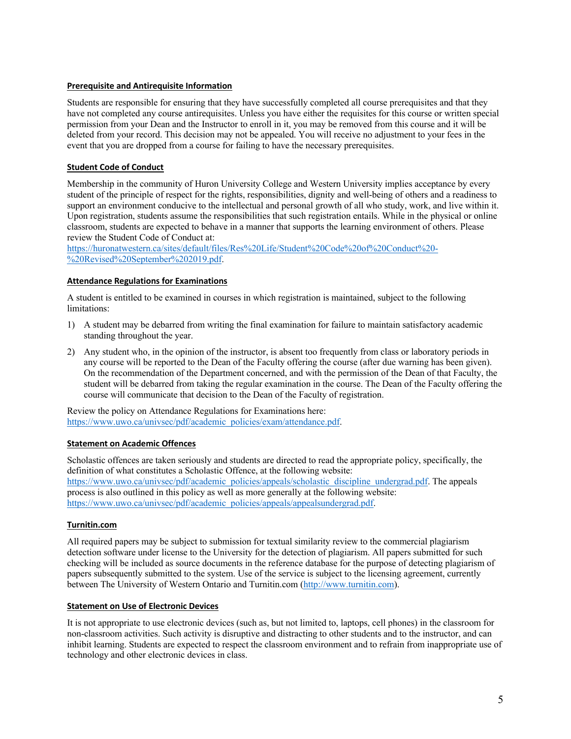**Prerequisite and Antirequisite Information**

Students are responsible for ensuring that they have successfully completed all course prerequisites and that they have not completed any course antirequisites. Unless you have either the requisites for this course or written special permission from your Dean and the Instructor to enroll in it, you may be removed from this course and it will be deleted from your record. This decision may not be appealed. You will receive no adjustment to your fees in the event that you are dropped from a course for failing to have the necessary prerequisites.

**Student Code of Conduct**

Membership in the community of Huron University College and Western University implies acceptance by every student of the principle of respect for the rights, responsibilities, dignity and well-being of others and a readiness to support an environment conducive to the intellectual and personal growth of all who study, work, and live within it. Upon registration, students assume the responsibilities that such registration entails. While in the physical or online classroom, students are expected to behave in a manner that supports the learning environment of others. Please review the Student Code of Conduct at:
https://huronatwestern.ca/sites/default/files/Res%20Life/Student%20Code%20of%20Conduct%20-%20Revised%20September%202019.pdf.

**Attendance Regulations for Examinations**

A student is entitled to be examined in courses in which registration is maintained, subject to the following limitations:

1) A student may be debarred from writing the final examination for failure to maintain satisfactory academic standing throughout the year.
2) Any student who, in the opinion of the instructor, is absent too frequently from class or laboratory periods in any course will be reported to the Dean of the Faculty offering the course (after due warning has been given). On the recommendation of the Department concerned, and with the permission of the Dean of that Faculty, the student will be debarred from taking the regular examination in the course. The Dean of the Faculty offering the course will communicate that decision to the Dean of the Faculty of registration.

Review the policy on Attendance Regulations for Examinations here:
https://www.uwo.ca/univsec/pdf/academic_policies/exam/attendance.pdf.

**Statement on Academic Offences**

Scholastic offences are taken seriously and students are directed to read the appropriate policy, specifically, the definition of what constitutes a Scholastic Offence, at the following website:
https://www.uwo.ca/univsec/pdf/academic_policies/appeals/scholastic_discipline_undergrad.pdf. The appeals process is also outlined in this policy as well as more generally at the following website:
https://www.uwo.ca/univsec/pdf/academic_policies/appeals/appealsundergrad.pdf.

**Turnitin.com**

All required papers may be subject to submission for textual similarity review to the commercial plagiarism detection software under license to the University for the detection of plagiarism. All papers submitted for such checking will be included as source documents in the reference database for the purpose of detecting plagiarism of papers subsequently submitted to the system. Use of the service is subject to the licensing agreement, currently between The University of Western Ontario and Turnitin.com (http://www.turnitin.com).

**Statement on Use of Electronic Devices**

It is not appropriate to use electronic devices (such as, but not limited to, laptops, cell phones) in the classroom for non-classroom activities. Such activity is disruptive and distracting to other students and to the instructor, and can inhibit learning. Students are expected to respect the classroom environment and to refrain from inappropriate use of technology and other electronic devices in class.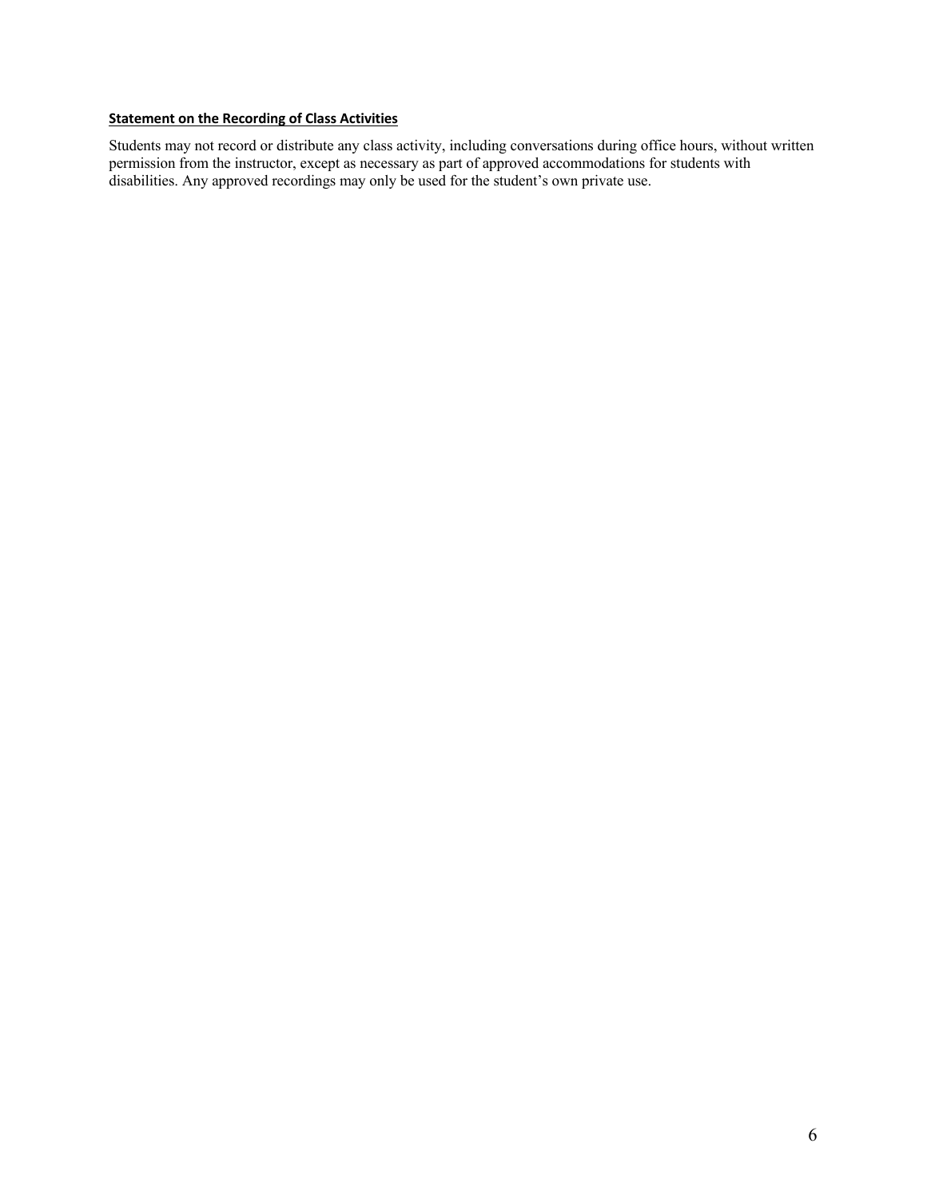**Statement on the Recording of Class Activities**

Students may not record or distribute any class activity, including conversations during office hours, without written permission from the instructor, except as necessary as part of approved accommodations for students with disabilities. Any approved recordings may only be used for the student's own private use.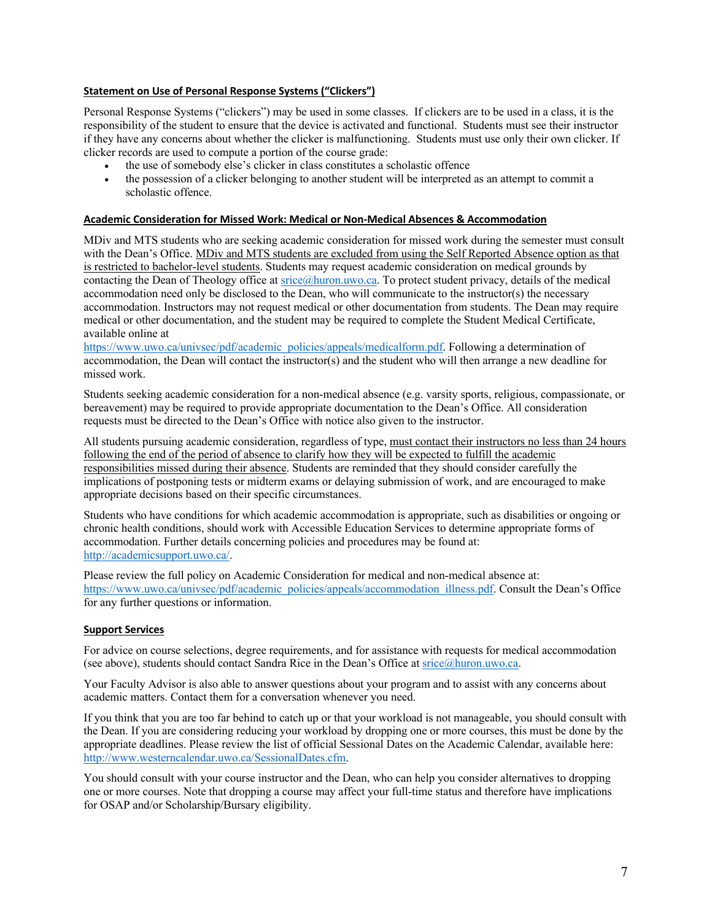**Statement on Use of Personal Response Systems ("Clickers")**

Personal Response Systems ("clickers") may be used in some classes. If clickers are to be used in a class, it is the responsibility of the student to ensure that the device is activated and functional. Students must see their instructor if they have any concerns about whether the clicker is malfunctioning. Students must use only their own clicker. If clicker records are used to compute a portion of the course grade:

- the use of somebody else's clicker in class constitutes a scholastic offence
- the possession of a clicker belonging to another student will be interpreted as an attempt to commit a scholastic offence.

**Academic Consideration for Missed Work: Medical or Non-Medical Absences & Accommodation**

MDiv and MTS students who are seeking academic consideration for missed work during the semester must consult with the Dean's Office. MDiv and MTS students are excluded from using the Self Reported Absence option as that is restricted to bachelor-level students. Students may request academic consideration on medical grounds by contacting the Dean of Theology office at srice@huron.uwo.ca. To protect student privacy, details of the medical accommodation need only be disclosed to the Dean, who will communicate to the instructor(s) the necessary accommodation. Instructors may not request medical or other documentation from students. The Dean may require medical or other documentation, and the student may be required to complete the Student Medical Certificate, available online at https://www.uwo.ca/univsec/pdf/academic_policies/appeals/medicalform.pdf. Following a determination of accommodation, the Dean will contact the instructor(s) and the student who will then arrange a new deadline for missed work.

Students seeking academic consideration for a non-medical absence (e.g. varsity sports, religious, compassionate, or bereavement) may be required to provide appropriate documentation to the Dean's Office. All consideration requests must be directed to the Dean's Office with notice also given to the instructor.

All students pursuing academic consideration, regardless of type, must contact their instructors no less than 24 hours following the end of the period of absence to clarify how they will be expected to fulfill the academic responsibilities missed during their absence. Students are reminded that they should consider carefully the implications of postponing tests or midterm exams or delaying submission of work, and are encouraged to make appropriate decisions based on their specific circumstances.

Students who have conditions for which academic accommodation is appropriate, such as disabilities or ongoing or chronic health conditions, should work with Accessible Education Services to determine appropriate forms of accommodation. Further details concerning policies and procedures may be found at: http://academicsupport.uwo.ca/.

Please review the full policy on Academic Consideration for medical and non-medical absence at: https://www.uwo.ca/univsec/pdf/academic_policies/appeals/accommodation_illness.pdf. Consult the Dean's Office for any further questions or information.

**Support Services**

For advice on course selections, degree requirements, and for assistance with requests for medical accommodation (see above), students should contact Sandra Rice in the Dean's Office at srice@huron.uwo.ca.

Your Faculty Advisor is also able to answer questions about your program and to assist with any concerns about academic matters. Contact them for a conversation whenever you need.

If you think that you are too far behind to catch up or that your workload is not manageable, you should consult with the Dean. If you are considering reducing your workload by dropping one or more courses, this must be done by the appropriate deadlines. Please review the list of official Sessional Dates on the Academic Calendar, available here: http://www.westerncalendar.uwo.ca/SessionalDates.cfm.

You should consult with your course instructor and the Dean, who can help you consider alternatives to dropping one or more courses. Note that dropping a course may affect your full-time status and therefore have implications for OSAP and/or Scholarship/Bursary eligibility.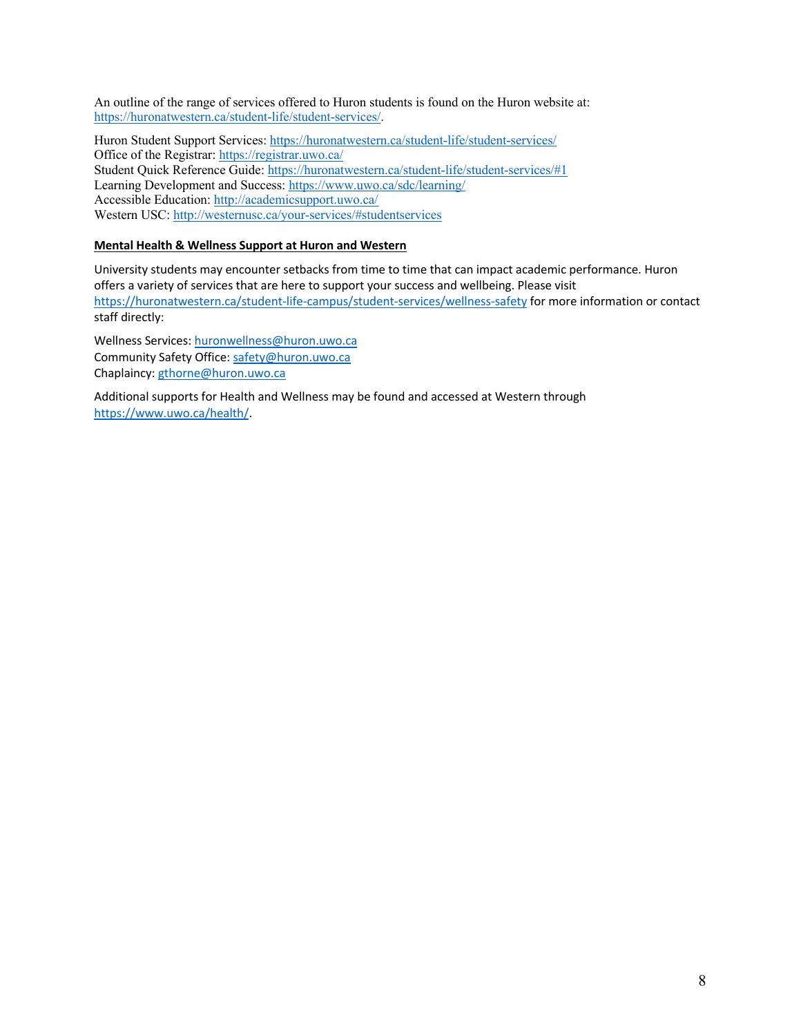An outline of the range of services offered to Huron students is found on the Huron website at: https://huronatwestern.ca/student-life/student-services/.

Huron Student Support Services: https://huronatwestern.ca/student-life/student-services/
Office of the Registrar: https://registrar.uwo.ca/
Student Quick Reference Guide: https://huronatwestern.ca/student-life/student-services/#1
Learning Development and Success: https://www.uwo.ca/sdc/learning/
Accessible Education: http://academicsupport.uwo.ca/
Western USC: http://westernusc.ca/your-services/#studentservices

**Mental Health & Wellness Support at Huron and Western**

University students may encounter setbacks from time to time that can impact academic performance. Huron offers a variety of services that are here to support your success and wellbeing. Please visit https://huronatwestern.ca/student-life-campus/student-services/wellness-safety for more information or contact staff directly:

Wellness Services: huronwellness@huron.uwo.ca
Community Safety Office: safety@huron.uwo.ca
Chaplaincy: gthorne@huron.uwo.ca

Additional supports for Health and Wellness may be found and accessed at Western through https://www.uwo.ca/health/.